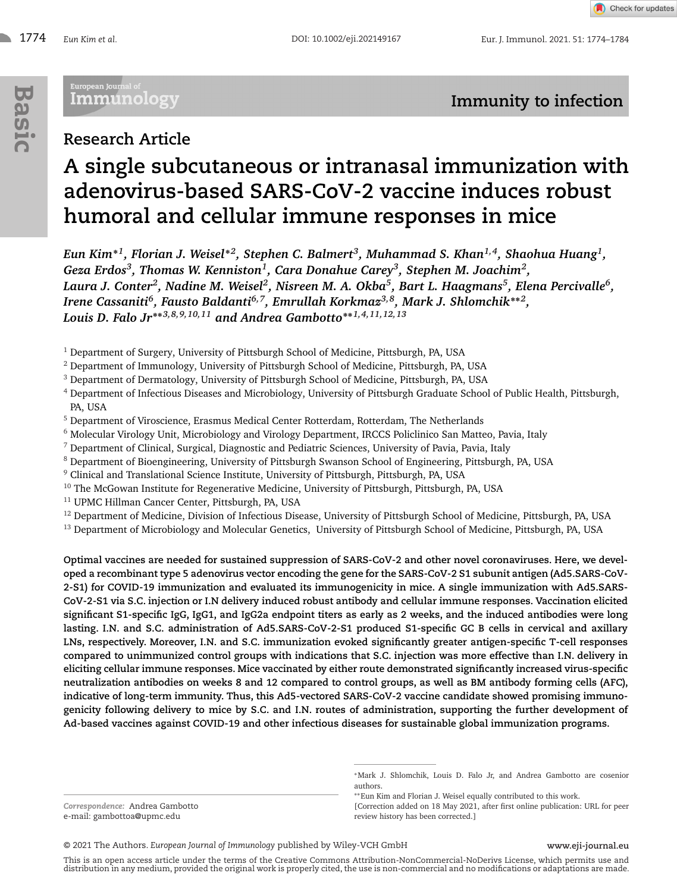Immunity to infection

Research Article

# A single subcutaneous or intranasal immunization with adenovirus-based SARS-CoV-2 vaccine induces robust humoral and cellular immune responses in mice

***Eun Kim*[1], Florian J. Weisel*[2], Stephen C. Balmert[3], Muhammad S. Khan[1,4], Shaohua Huang[1], Geza Erdos[3], Thomas W. Kenniston[1], Cara Donahue Carey[3], Stephen M. Joachim[2], Laura J. Conter[2], Nadine M. Weisel[2], Nisreen M. A. Okba[5], Bart L. Haagmans[5], Elena Percivalle[6], Irene Cassaniti[6], Fausto Baldanti[6,7], Emrullah Korkmaz[3,8], Mark J. Shlomchik**[2], Louis D. Falo Jr**[3,8,9,10,11] and Andrea Gambotto**[1,4,11,12,13]***

[1] Department of Surgery, University of Pittsburgh School of Medicine, Pittsburgh, PA, USA
[2] Department of Immunology, University of Pittsburgh School of Medicine, Pittsburgh, PA, USA
[3] Department of Dermatology, University of Pittsburgh School of Medicine, Pittsburgh, PA, USA
[4] Department of Infectious Diseases and Microbiology, University of Pittsburgh Graduate School of Public Health, Pittsburgh, PA, USA
[5] Department of Viroscience, Erasmus Medical Center Rotterdam, Rotterdam, The Netherlands
[6] Molecular Virology Unit, Microbiology and Virology Department, IRCCS Policlinico San Matteo, Pavia, Italy
[7] Department of Clinical, Surgical, Diagnostic and Pediatric Sciences, University of Pavia, Pavia, Italy
[8] Department of Bioengineering, University of Pittsburgh Swanson School of Engineering, Pittsburgh, PA, USA
[9] Clinical and Translational Science Institute, University of Pittsburgh, Pittsburgh, PA, USA
[10] The McGowan Institute for Regenerative Medicine, University of Pittsburgh, Pittsburgh, PA, USA
[11] UPMC Hillman Cancer Center, Pittsburgh, PA, USA
[12] Department of Medicine, Division of Infectious Disease, University of Pittsburgh School of Medicine, Pittsburgh, PA, USA
[13] Department of Microbiology and Molecular Genetics, University of Pittsburgh School of Medicine, Pittsburgh, PA, USA

**Optimal vaccines are needed for sustained suppression of SARS-CoV-2 and other novel coronaviruses. Here, we developed a recombinant type 5 adenovirus vector encoding the gene for the SARS-CoV-2 S1 subunit antigen (Ad5.SARS-CoV-2-S1) for COVID-19 immunization and evaluated its immunogenicity in mice. A single immunization with Ad5.SARS-CoV-2-S1 via S.C. injection or I.N delivery induced robust antibody and cellular immune responses. Vaccination elicited significant S1-specific IgG, IgG1, and IgG2a endpoint titers as early as 2 weeks, and the induced antibodies were long lasting. I.N. and S.C. administration of Ad5.SARS-CoV-2-S1 produced S1-specific GC B cells in cervical and axillary LNs, respectively. Moreover, I.N. and S.C. immunization evoked significantly greater antigen-specific T-cell responses compared to unimmunized control groups with indications that S.C. injection was more effective than I.N. delivery in eliciting cellular immune responses. Mice vaccinated by either route demonstrated significantly increased virus-specific neutralization antibodies on weeks 8 and 12 compared to control groups, as well as BM antibody forming cells (AFC), indicative of long-term immunity. Thus, this Ad5-vectored SARS-CoV-2 vaccine candidate showed promising immunogenicity following delivery to mice by S.C. and I.N. routes of administration, supporting the further development of Ad-based vaccines against COVID-19 and other infectious diseases for sustainable global immunization programs.**

*Mark J. Shlomchik, Louis D. Falo Jr, and Andrea Gambotto are cosenior authors.
**Eun Kim and Florian J. Weisel equally contributed to this work.
[Correction added on 18 May 2021, after first online publication: URL for peer review history has been corrected.]

*Correspondence:* Andrea Gambotto
e-mail: gambottoa@upmc.edu

© 2021 The Authors. *European Journal of Immunology* published by Wiley-VCH GmbH

This is an open access article under the terms of the Creative Commons Attribution-NonCommercial-NoDerivs License, which permits use and distribution in any medium, provided the original work is properly cited, the use is non-commercial and no modifications or adaptations are made.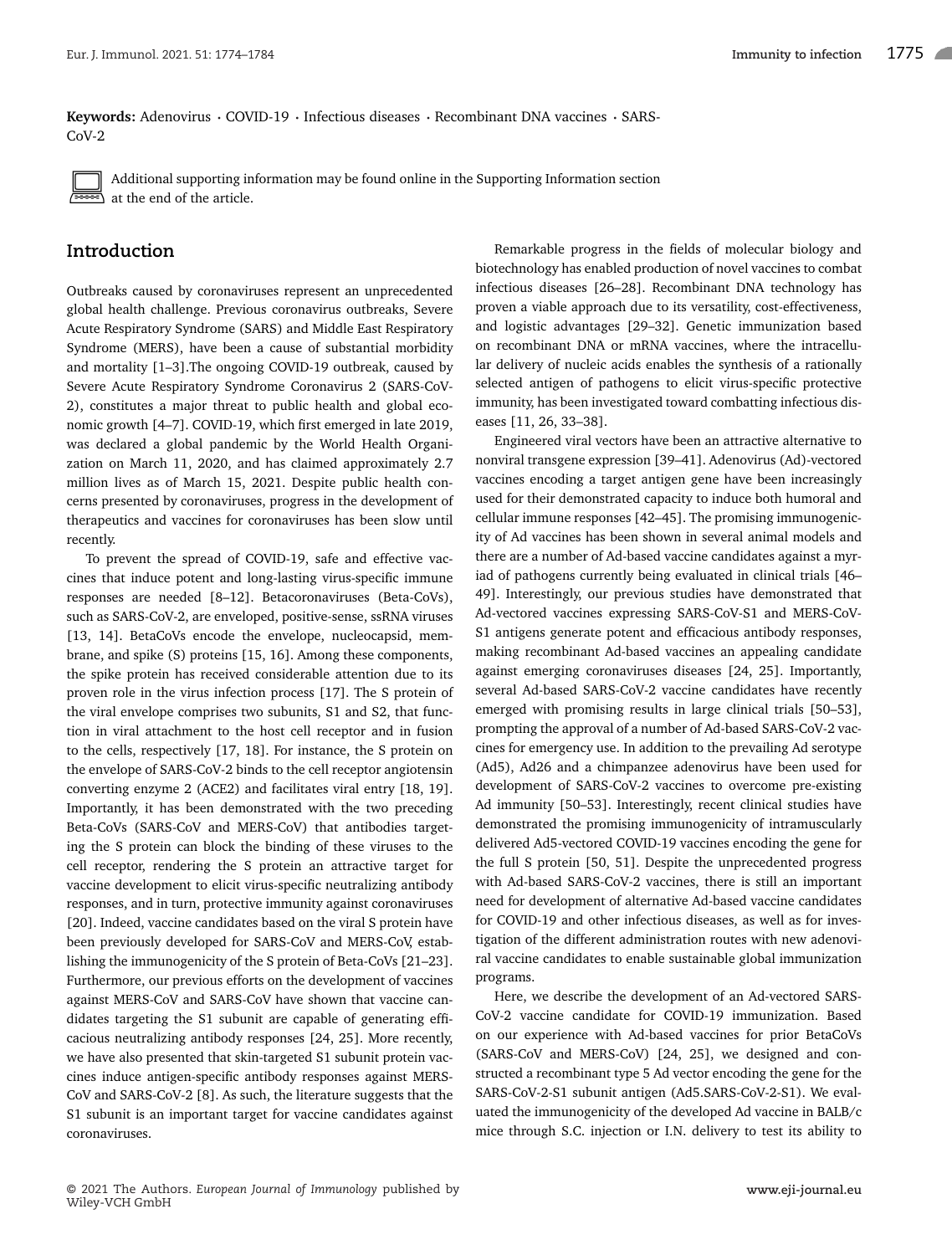**Keywords:** Adenovirus · COVID-19 · Infectious diseases · Recombinant DNA vaccines · SARS-CoV-2

Additional supporting information may be found online in the Supporting Information section at the end of the article.

## Introduction

Outbreaks caused by coronaviruses represent an unprecedented global health challenge. Previous coronavirus outbreaks, Severe Acute Respiratory Syndrome (SARS) and Middle East Respiratory Syndrome (MERS), have been a cause of substantial morbidity and mortality [1–3].The ongoing COVID-19 outbreak, caused by Severe Acute Respiratory Syndrome Coronavirus 2 (SARS-CoV-2), constitutes a major threat to public health and global economic growth [4–7]. COVID-19, which first emerged in late 2019, was declared a global pandemic by the World Health Organization on March 11, 2020, and has claimed approximately 2.7 million lives as of March 15, 2021. Despite public health concerns presented by coronaviruses, progress in the development of therapeutics and vaccines for coronaviruses has been slow until recently.

To prevent the spread of COVID-19, safe and effective vaccines that induce potent and long-lasting virus-specific immune responses are needed [8–12]. Betacoronaviruses (Beta-CoVs), such as SARS-CoV-2, are enveloped, positive-sense, ssRNA viruses [13, 14]. BetaCoVs encode the envelope, nucleocapsid, membrane, and spike (S) proteins [15, 16]. Among these components, the spike protein has received considerable attention due to its proven role in the virus infection process [17]. The S protein of the viral envelope comprises two subunits, S1 and S2, that function in viral attachment to the host cell receptor and in fusion to the cells, respectively [17, 18]. For instance, the S protein on the envelope of SARS-CoV-2 binds to the cell receptor angiotensin converting enzyme 2 (ACE2) and facilitates viral entry [18, 19]. Importantly, it has been demonstrated with the two preceding Beta-CoVs (SARS-CoV and MERS-CoV) that antibodies targeting the S protein can block the binding of these viruses to the cell receptor, rendering the S protein an attractive target for vaccine development to elicit virus-specific neutralizing antibody responses, and in turn, protective immunity against coronaviruses [20]. Indeed, vaccine candidates based on the viral S protein have been previously developed for SARS-CoV and MERS-CoV, establishing the immunogenicity of the S protein of Beta-CoVs [21–23]. Furthermore, our previous efforts on the development of vaccines against MERS-CoV and SARS-CoV have shown that vaccine candidates targeting the S1 subunit are capable of generating efficacious neutralizing antibody responses [24, 25]. More recently, we have also presented that skin-targeted S1 subunit protein vaccines induce antigen-specific antibody responses against MERS-CoV and SARS-CoV-2 [8]. As such, the literature suggests that the S1 subunit is an important target for vaccine candidates against coronaviruses.

Remarkable progress in the fields of molecular biology and biotechnology has enabled production of novel vaccines to combat infectious diseases [26–28]. Recombinant DNA technology has proven a viable approach due to its versatility, cost-effectiveness, and logistic advantages [29–32]. Genetic immunization based on recombinant DNA or mRNA vaccines, where the intracellular delivery of nucleic acids enables the synthesis of a rationally selected antigen of pathogens to elicit virus-specific protective immunity, has been investigated toward combatting infectious diseases [11, 26, 33–38].

Engineered viral vectors have been an attractive alternative to nonviral transgene expression [39–41]. Adenovirus (Ad)-vectored vaccines encoding a target antigen gene have been increasingly used for their demonstrated capacity to induce both humoral and cellular immune responses [42–45]. The promising immunogenicity of Ad vaccines has been shown in several animal models and there are a number of Ad-based vaccine candidates against a myriad of pathogens currently being evaluated in clinical trials [46–49]. Interestingly, our previous studies have demonstrated that Ad-vectored vaccines expressing SARS-CoV-S1 and MERS-CoV-S1 antigens generate potent and efficacious antibody responses, making recombinant Ad-based vaccines an appealing candidate against emerging coronaviruses diseases [24, 25]. Importantly, several Ad-based SARS-CoV-2 vaccine candidates have recently emerged with promising results in large clinical trials [50–53], prompting the approval of a number of Ad-based SARS-CoV-2 vaccines for emergency use. In addition to the prevailing Ad serotype (Ad5), Ad26 and a chimpanzee adenovirus have been used for development of SARS-CoV-2 vaccines to overcome pre-existing Ad immunity [50–53]. Interestingly, recent clinical studies have demonstrated the promising immunogenicity of intramuscularly delivered Ad5-vectored COVID-19 vaccines encoding the gene for the full S protein [50, 51]. Despite the unprecedented progress with Ad-based SARS-CoV-2 vaccines, there is still an important need for development of alternative Ad-based vaccine candidates for COVID-19 and other infectious diseases, as well as for investigation of the different administration routes with new adenoviral vaccine candidates to enable sustainable global immunization programs.

Here, we describe the development of an Ad-vectored SARS-CoV-2 vaccine candidate for COVID-19 immunization. Based on our experience with Ad-based vaccines for prior BetaCoVs (SARS-CoV and MERS-CoV) [24, 25], we designed and constructed a recombinant type 5 Ad vector encoding the gene for the SARS-CoV-2-S1 subunit antigen (Ad5.SARS-CoV-2-S1). We evaluated the immunogenicity of the developed Ad vaccine in BALB/c mice through S.C. injection or I.N. delivery to test its ability to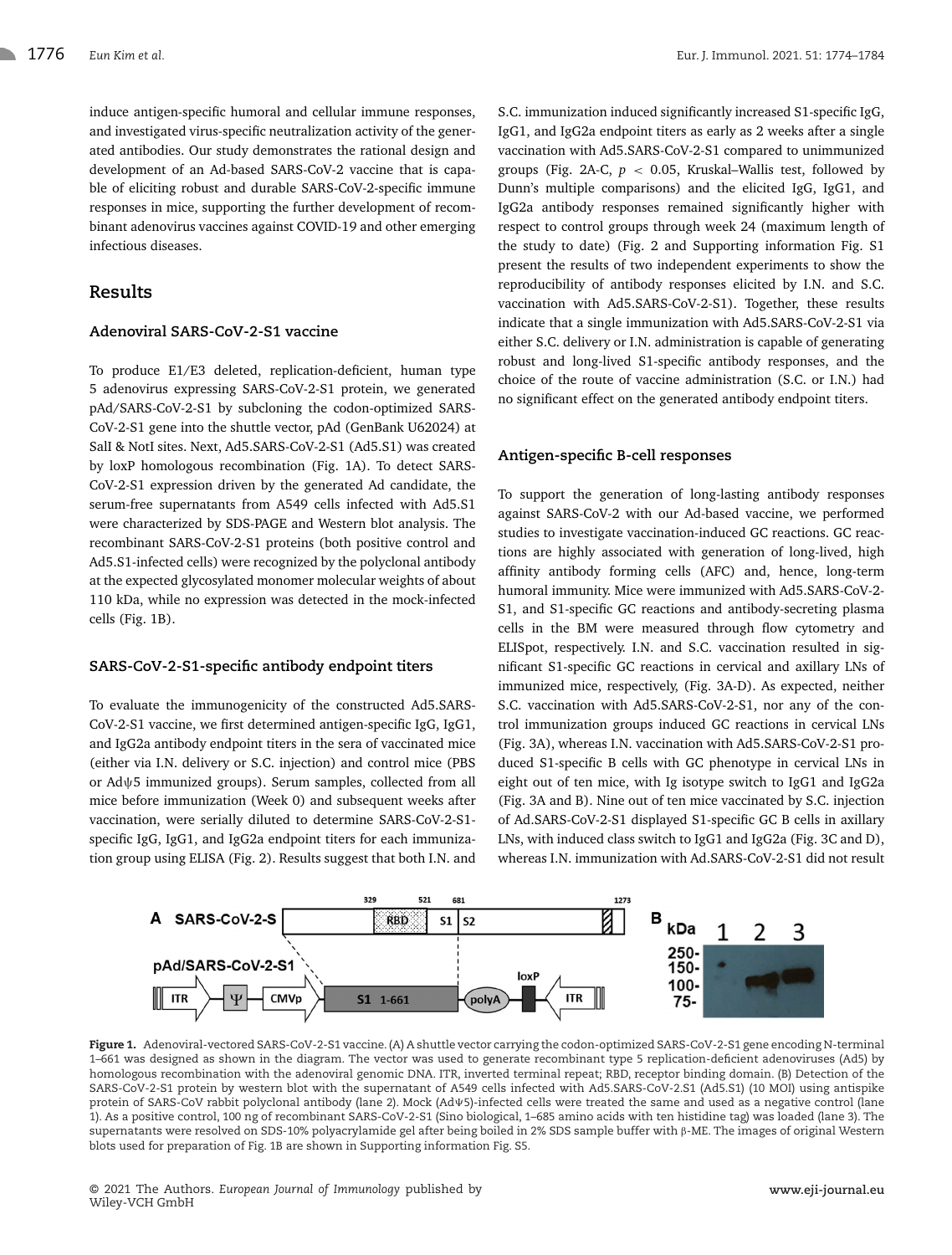induce antigen-specific humoral and cellular immune responses, and investigated virus-specific neutralization activity of the generated antibodies. Our study demonstrates the rational design and development of an Ad-based SARS-CoV-2 vaccine that is capable of eliciting robust and durable SARS-CoV-2-specific immune responses in mice, supporting the further development of recombinant adenovirus vaccines against COVID-19 and other emerging infectious diseases.

## Results

### Adenoviral SARS-CoV-2-S1 vaccine

To produce E1/E3 deleted, replication-deficient, human type 5 adenovirus expressing SARS-CoV-2-S1 protein, we generated pAd/SARS-CoV-2-S1 by subcloning the codon-optimized SARS-CoV-2-S1 gene into the shuttle vector, pAd (GenBank U62024) at SalI & NotI sites. Next, Ad5.SARS-CoV-2-S1 (Ad5.S1) was created by loxP homologous recombination (Fig. 1A). To detect SARS-CoV-2-S1 expression driven by the generated Ad candidate, the serum-free supernatants from A549 cells infected with Ad5.S1 were characterized by SDS-PAGE and Western blot analysis. The recombinant SARS-CoV-2-S1 proteins (both positive control and Ad5.S1-infected cells) were recognized by the polyclonal antibody at the expected glycosylated monomer molecular weights of about 110 kDa, while no expression was detected in the mock-infected cells (Fig. 1B).

### SARS-CoV-2-S1-specific antibody endpoint titers

To evaluate the immunogenicity of the constructed Ad5.SARS-CoV-2-S1 vaccine, we first determined antigen-specific IgG, IgG1, and IgG2a antibody endpoint titers in the sera of vaccinated mice (either via I.N. delivery or S.C. injection) and control mice (PBS or Ad$\psi$5 immunized groups). Serum samples, collected from all mice before immunization (Week 0) and subsequent weeks after vaccination, were serially diluted to determine SARS-CoV-2-S1-specific IgG, IgG1, and IgG2a endpoint titers for each immunization group using ELISA (Fig. 2). Results suggest that both I.N. and S.C. immunization induced significantly increased S1-specific IgG, IgG1, and IgG2a endpoint titers as early as 2 weeks after a single vaccination with Ad5.SARS-CoV-2-S1 compared to unimmunized groups (Fig. 2A-C, $p < 0.05$, Kruskal–Wallis test, followed by Dunn's multiple comparisons) and the elicited IgG, IgG1, and IgG2a antibody responses remained significantly higher with respect to control groups through week 24 (maximum length of the study to date) (Fig. 2 and Supporting information Fig. S1 present the results of two independent experiments to show the reproducibility of antibody responses elicited by I.N. and S.C. vaccination with Ad5.SARS-CoV-2-S1). Together, these results indicate that a single immunization with Ad5.SARS-CoV-2-S1 via either S.C. delivery or I.N. administration is capable of generating robust and long-lived S1-specific antibody responses, and the choice of the route of vaccine administration (S.C. or I.N.) had no significant effect on the generated antibody endpoint titers.

### Antigen-specific B-cell responses

To support the generation of long-lasting antibody responses against SARS-CoV-2 with our Ad-based vaccine, we performed studies to investigate vaccination-induced GC reactions. GC reactions are highly associated with generation of long-lived, high affinity antibody forming cells (AFC) and, hence, long-term humoral immunity. Mice were immunized with Ad5.SARS-CoV-2-S1, and S1-specific GC reactions and antibody-secreting plasma cells in the BM were measured through flow cytometry and ELISpot, respectively. I.N. and S.C. vaccination resulted in significant S1-specific GC reactions in cervical and axillary LNs of immunized mice, respectively, (Fig. 3A-D). As expected, neither S.C. vaccination with Ad5.SARS-CoV-2-S1, nor any of the control immunization groups induced GC reactions in cervical LNs (Fig. 3A), whereas I.N. vaccination with Ad5.SARS-CoV-2-S1 produced S1-specific B cells with GC phenotype in cervical LNs in eight out of ten mice, with Ig isotype switch to IgG1 and IgG2a (Fig. 3A and B). Nine out of ten mice vaccinated by S.C. injection of Ad.SARS-CoV-2-S1 displayed S1-specific GC B cells in axillary LNs, with induced class switch to IgG1 and IgG2a (Fig. 3C and D), whereas I.N. immunization with Ad.SARS-CoV-2-S1 did not result

**Figure 1.** Adenoviral-vectored SARS-CoV-2-S1 vaccine. (A) A shuttle vector carrying the codon-optimized SARS-CoV-2-S1 gene encoding N-terminal 1–661 was designed as shown in the diagram. The vector was used to generate recombinant type 5 replication-deficient adenoviruses (Ad5) by homologous recombination with the adenoviral genomic DNA. ITR, inverted terminal repeat; RBD, receptor binding domain. (B) Detection of the SARS-CoV-2-S1 protein by western blot with the supernatant of A549 cells infected with Ad5.SARS-CoV-2.S1 (Ad5.S1) (10 MOI) using antispike protein of SARS-CoV rabbit polyclonal antibody (lane 2). Mock (Ad$\Psi$5)-infected cells were treated the same and used as a negative control (lane 1). As a positive control, 100 ng of recombinant SARS-CoV-2-S1 (Sino biological, 1–685 amino acids with ten histidine tag) was loaded (lane 3). The supernatants were resolved on SDS-10% polyacrylamide gel after being boiled in 2% SDS sample buffer with $\beta$-ME. The images of original Western blots used for preparation of Fig. 1B are shown in Supporting information Fig. S5.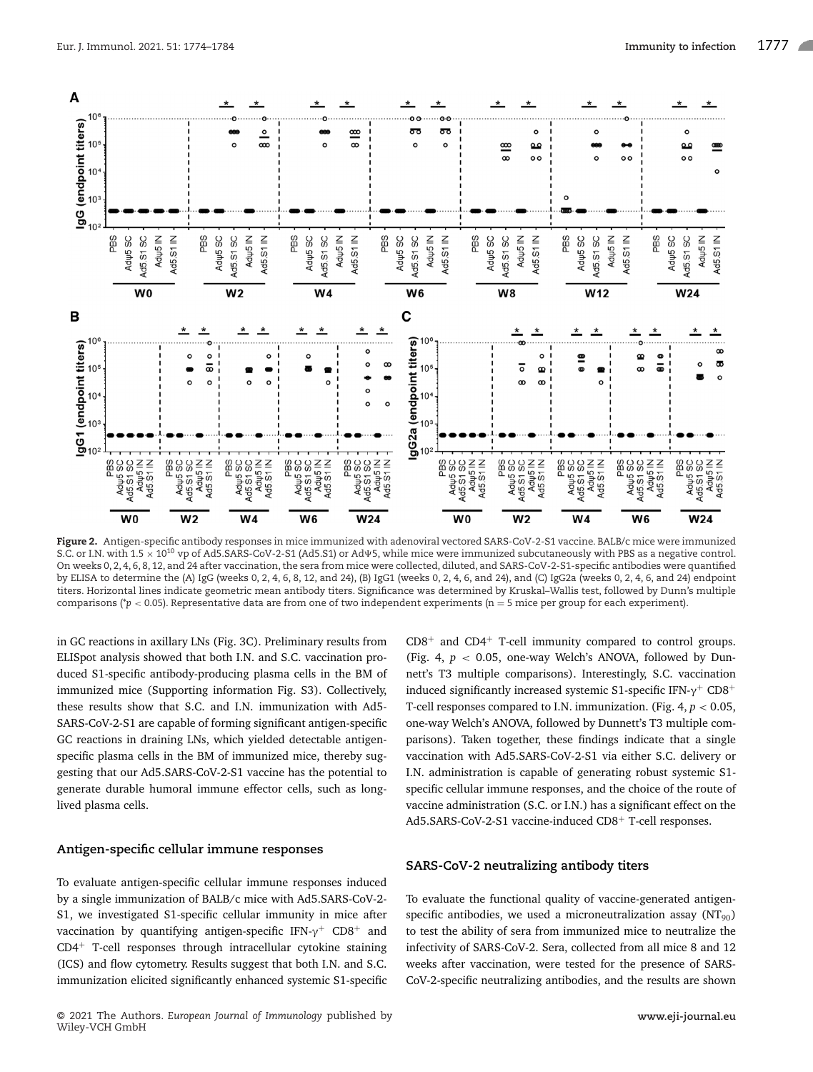**Figure 2.** Antigen-specific antibody responses in mice immunized with adenoviral vectored SARS-CoV-2-S1 vaccine. BALB/c mice were immunized S.C. or I.N. with $1.5 \times 10^{10}$ vp of Ad5.SARS-CoV-2-S1 (Ad5.S1) or AdΨ5, while mice were immunized subcutaneously with PBS as a negative control. On weeks 0, 2, 4, 6, 8, 12, and 24 after vaccination, the sera from mice were collected, diluted, and SARS-CoV-2-S1-specific antibodies were quantified by ELISA to determine the (A) IgG (weeks 0, 2, 4, 6, 8, 12, and 24), (B) IgG1 (weeks 0, 2, 4, 6, and 24), and (C) IgG2a (weeks 0, 2, 4, 6, and 24) endpoint titers. Horizontal lines indicate geometric mean antibody titers. Significance was determined by Kruskal–Wallis test, followed by Dunn's multiple comparisons (*$p < 0.05$). Representative data are from one of two independent experiments (n = 5 mice per group for each experiment).

in GC reactions in axillary LNs (Fig. 3C). Preliminary results from ELISpot analysis showed that both I.N. and S.C. vaccination produced S1-specific antibody-producing plasma cells in the BM of immunized mice (Supporting information Fig. S3). Collectively, these results show that S.C. and I.N. immunization with Ad5-SARS-CoV-2-S1 are capable of forming significant antigen-specific GC reactions in draining LNs, which yielded detectable antigen-specific plasma cells in the BM of immunized mice, thereby suggesting that our Ad5.SARS-CoV-2-S1 vaccine has the potential to generate durable humoral immune effector cells, such as long-lived plasma cells.

## Antigen-specific cellular immune responses

To evaluate antigen-specific cellular immune responses induced by a single immunization of BALB/c mice with Ad5.SARS-CoV-2-S1, we investigated S1-specific cellular immunity in mice after vaccination by quantifying antigen-specific IFN-$\gamma^+$ $CD8^+$ and $CD4^+$ T-cell responses through intracellular cytokine staining (ICS) and flow cytometry. Results suggest that both I.N. and S.C. immunization elicited significantly enhanced systemic S1-specific $CD8^+$ and $CD4^+$ T-cell immunity compared to control groups. (Fig. 4, $p < 0.05$, one-way Welch's ANOVA, followed by Dunnett's T3 multiple comparisons). Interestingly, S.C. vaccination induced significantly increased systemic S1-specific IFN-$\gamma^+$ $CD8^+$ T-cell responses compared to I.N. immunization. (Fig. 4, $p < 0.05$, one-way Welch's ANOVA, followed by Dunnett's T3 multiple comparisons). Taken together, these findings indicate that a single vaccination with Ad5.SARS-CoV-2-S1 via either S.C. delivery or I.N. administration is capable of generating robust systemic S1-specific cellular immune responses, and the choice of the route of vaccine administration (S.C. or I.N.) has a significant effect on the Ad5.SARS-CoV-2-S1 vaccine-induced $CD8^+$ T-cell responses.

## SARS-CoV-2 neutralizing antibody titers

To evaluate the functional quality of vaccine-generated antigen-specific antibodies, we used a microneutralization assay ($NT_{90}$) to test the ability of sera from immunized mice to neutralize the infectivity of SARS-CoV-2. Sera, collected from all mice 8 and 12 weeks after vaccination, were tested for the presence of SARS-CoV-2-specific neutralizing antibodies, and the results are shown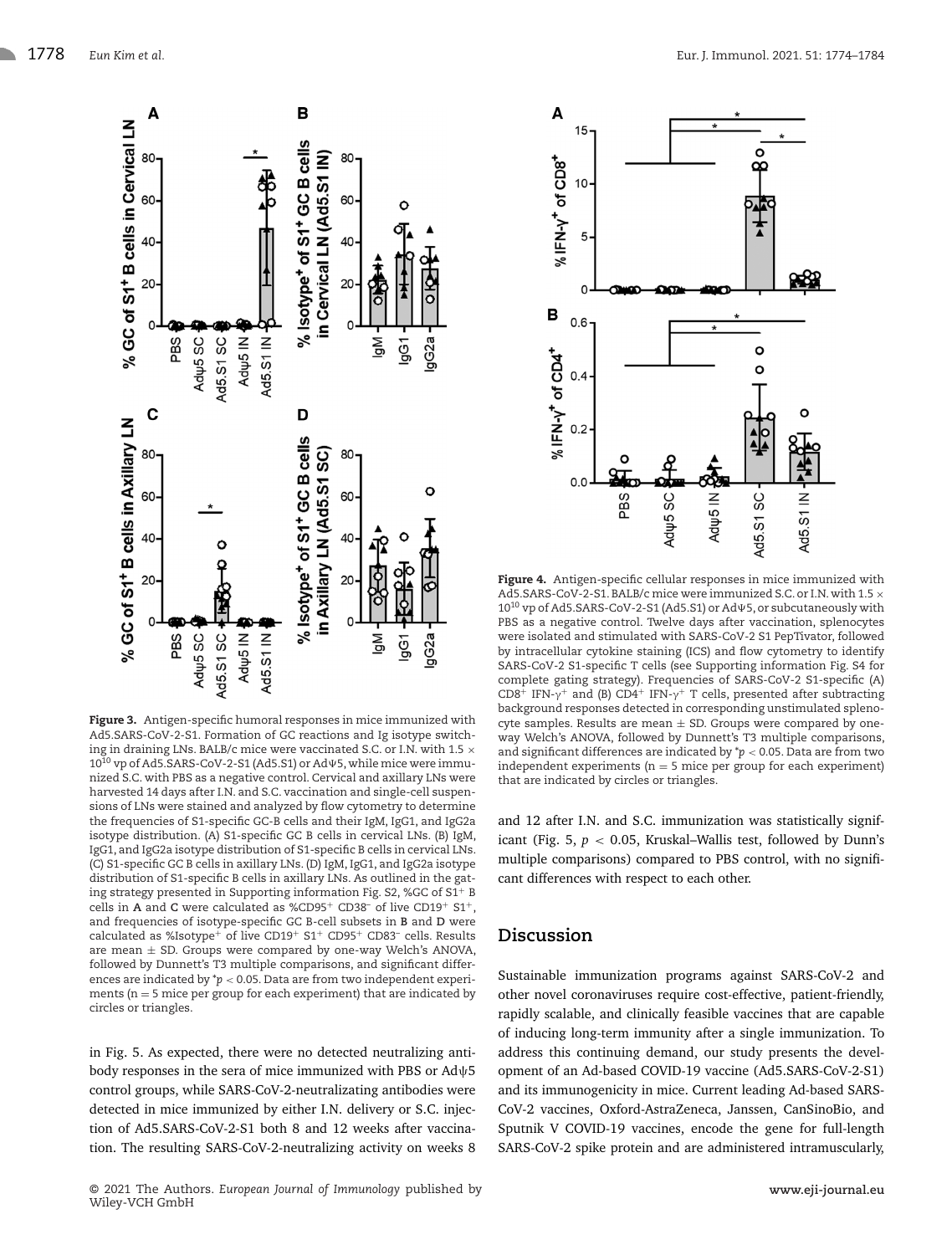**Figure 3.** Antigen-specific humoral responses in mice immunized with Ad5.SARS-CoV-2-S1. Formation of GC reactions and Ig isotype switching in draining LNs. BALB/c mice were vaccinated S.C. or I.N. with 1.5 × $10^{10}$ vp of Ad5.SARS-CoV-2-S1 (Ad5.S1) or AdΨ5, while mice were immunized S.C. with PBS as a negative control. Cervical and axillary LNs were harvested 14 days after I.N. and S.C. vaccination and single-cell suspensions of LNs were stained and analyzed by flow cytometry to determine the frequencies of S1-specific GC-B cells and their IgM, IgG1, and IgG2a isotype distribution. (A) S1-specific GC B cells in cervical LNs. (B) IgM, IgG1, and IgG2a isotype distribution of S1-specific B cells in cervical LNs. (C) S1-specific GC B cells in axillary LNs. (D) IgM, IgG1, and IgG2a isotype distribution of S1-specific B cells in axillary LNs. As outlined in the gating strategy presented in Supporting information Fig. S2, %GC of $S1^+$ B cells in **A** and **C** were calculated as %$CD95^+$ $CD38^-$ of live $CD19^+$ $S1^+$, and frequencies of isotype-specific GC B-cell subsets in **B** and **D** were calculated as %$Isotype^+$ of live $CD19^+$ $S1^+$ $CD95^+$ $CD83^-$ cells. Results are mean ± SD. Groups were compared by one-way Welch's ANOVA, followed by Dunnett's T3 multiple comparisons, and significant differences are indicated by $^*p < 0.05$. Data are from two independent experiments (n = 5 mice per group for each experiment) that are indicated by circles or triangles.

**Figure 4.** Antigen-specific cellular responses in mice immunized with Ad5.SARS-CoV-2-S1. BALB/c mice were immunized S.C. or I.N. with 1.5 × $10^{10}$ vp of Ad5.SARS-CoV-2-S1 (Ad5.S1) or AdΨ5, or subcutaneously with PBS as a negative control. Twelve days after vaccination, splenocytes were isolated and stimulated with SARS-CoV-2 S1 PepTivator, followed by intracellular cytokine staining (ICS) and flow cytometry to identify SARS-CoV-2 S1-specific T cells (see Supporting information Fig. S4 for complete gating strategy). Frequencies of SARS-CoV-2 S1-specific (A) $CD8^+$ IFN-$\gamma^+$ and (B) $CD4^+$ IFN-$\gamma^+$ T cells, presented after subtracting background responses detected in corresponding unstimulated splenocyte samples. Results are mean ± SD. Groups were compared by one-way Welch's ANOVA, followed by Dunnett's T3 multiple comparisons, and significant differences are indicated by $^*p < 0.05$. Data are from two independent experiments (n = 5 mice per group for each experiment) that are indicated by circles or triangles.

in Fig. 5. As expected, there were no detected neutralizing antibody responses in the sera of mice immunized with PBS or Adψ5 control groups, while SARS-CoV-2-neutralizating antibodies were detected in mice immunized by either I.N. delivery or S.C. injection of Ad5.SARS-CoV-2-S1 both 8 and 12 weeks after vaccination. The resulting SARS-CoV-2-neutralizing activity on weeks 8 and 12 after I.N. and S.C. immunization was statistically significant (Fig. 5, $p < 0.05$, Kruskal–Wallis test, followed by Dunn's multiple comparisons) compared to PBS control, with no significant differences with respect to each other.

## Discussion

Sustainable immunization programs against SARS-CoV-2 and other novel coronaviruses require cost-effective, patient-friendly, rapidly scalable, and clinically feasible vaccines that are capable of inducing long-term immunity after a single immunization. To address this continuing demand, our study presents the development of an Ad-based COVID-19 vaccine (Ad5.SARS-CoV-2-S1) and its immunogenicity in mice. Current leading Ad-based SARS-CoV-2 vaccines, Oxford-AstraZeneca, Janssen, CanSinoBio, and Sputnik V COVID-19 vaccines, encode the gene for full-length SARS-CoV-2 spike protein and are administered intramuscularly,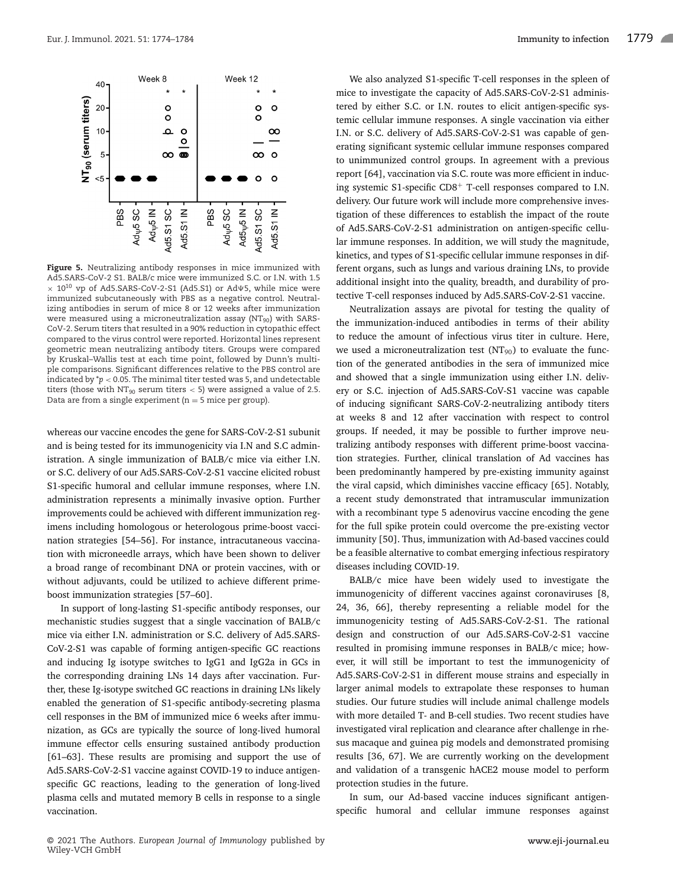**Figure 5.** Neutralizing antibody responses in mice immunized with Ad5.SARS-CoV-2 S1. BALB/c mice were immunized S.C. or I.N. with 1.5 $\times$ $10^{10}$ vp of Ad5.SARS-CoV-2-S1 (Ad5.S1) or AdΨ5, while mice were immunized subcutaneously with PBS as a negative control. Neutralizing antibodies in serum of mice 8 or 12 weeks after immunization were measured using a microneutralization assay ($NT_{90}$) with SARS-CoV-2. Serum titers that resulted in a 90% reduction in cytopathic effect compared to the virus control were reported. Horizontal lines represent geometric mean neutralizing antibody titers. Groups were compared by Kruskal–Wallis test at each time point, followed by Dunn's multiple comparisons. Significant differences relative to the PBS control are indicated by $^{*}p < 0.05$. The minimal titer tested was 5, and undetectable titers (those with $NT_{90}$ serum titers < 5) were assigned a value of 2.5. Data are from a single experiment (n = 5 mice per group).

whereas our vaccine encodes the gene for SARS-CoV-2-S1 subunit and is being tested for its immunogenicity via I.N and S.C administration. A single immunization of BALB/c mice via either I.N. or S.C. delivery of our Ad5.SARS-CoV-2-S1 vaccine elicited robust S1-specific humoral and cellular immune responses, where I.N. administration represents a minimally invasive option. Further improvements could be achieved with different immunization regimens including homologous or heterologous prime-boost vaccination strategies [54–56]. For instance, intracutaneous vaccination with microneedle arrays, which have been shown to deliver a broad range of recombinant DNA or protein vaccines, with or without adjuvants, could be utilized to achieve different prime-boost immunization strategies [57–60].

In support of long-lasting S1-specific antibody responses, our mechanistic studies suggest that a single vaccination of BALB/c mice via either I.N. administration or S.C. delivery of Ad5.SARS-CoV-2-S1 was capable of forming antigen-specific GC reactions and inducing Ig isotype switches to IgG1 and IgG2a in GCs in the corresponding draining LNs 14 days after vaccination. Further, these Ig-isotype switched GC reactions in draining LNs likely enabled the generation of S1-specific antibody-secreting plasma cell responses in the BM of immunized mice 6 weeks after immunization, as GCs are typically the source of long-lived humoral immune effector cells ensuring sustained antibody production [61–63]. These results are promising and support the use of Ad5.SARS-CoV-2-S1 vaccine against COVID-19 to induce antigen-specific GC reactions, leading to the generation of long-lived plasma cells and mutated memory B cells in response to a single vaccination.

We also analyzed S1-specific T-cell responses in the spleen of mice to investigate the capacity of Ad5.SARS-CoV-2-S1 administered by either S.C. or I.N. routes to elicit antigen-specific systemic cellular immune responses. A single vaccination via either I.N. or S.C. delivery of Ad5.SARS-CoV-2-S1 was capable of generating significant systemic cellular immune responses compared to unimmunized control groups. In agreement with a previous report [64], vaccination via S.C. route was more efficient in inducing systemic S1-specific $CD8^{+}$ T-cell responses compared to I.N. delivery. Our future work will include more comprehensive investigation of these differences to establish the impact of the route of Ad5.SARS-CoV-2-S1 administration on antigen-specific cellular immune responses. In addition, we will study the magnitude, kinetics, and types of S1-specific cellular immune responses in different organs, such as lungs and various draining LNs, to provide additional insight into the quality, breadth, and durability of protective T-cell responses induced by Ad5.SARS-CoV-2-S1 vaccine.

Neutralization assays are pivotal for testing the quality of the immunization-induced antibodies in terms of their ability to reduce the amount of infectious virus titer in culture. Here, we used a microneutralization test ($NT_{90}$) to evaluate the function of the generated antibodies in the sera of immunized mice and showed that a single immunization using either I.N. delivery or S.C. injection of Ad5.SARS-CoV-S1 vaccine was capable of inducing significant SARS-CoV-2-neutralizing antibody titers at weeks 8 and 12 after vaccination with respect to control groups. If needed, it may be possible to further improve neutralizing antibody responses with different prime-boost vaccination strategies. Further, clinical translation of Ad vaccines has been predominantly hampered by pre-existing immunity against the viral capsid, which diminishes vaccine efficacy [65]. Notably, a recent study demonstrated that intramuscular immunization with a recombinant type 5 adenovirus vaccine encoding the gene for the full spike protein could overcome the pre-existing vector immunity [50]. Thus, immunization with Ad-based vaccines could be a feasible alternative to combat emerging infectious respiratory diseases including COVID-19.

BALB/c mice have been widely used to investigate the immunogenicity of different vaccines against coronaviruses [8, 24, 36, 66], thereby representing a reliable model for the immunogenicity testing of Ad5.SARS-CoV-2-S1. The rational design and construction of our Ad5.SARS-CoV-2-S1 vaccine resulted in promising immune responses in BALB/c mice; however, it will still be important to test the immunogenicity of Ad5.SARS-CoV-2-S1 in different mouse strains and especially in larger animal models to extrapolate these responses to human studies. Our future studies will include animal challenge models with more detailed T- and B-cell studies. Two recent studies have investigated viral replication and clearance after challenge in rhesus macaque and guinea pig models and demonstrated promising results [36, 67]. We are currently working on the development and validation of a transgenic hACE2 mouse model to perform protection studies in the future.

In sum, our Ad-based vaccine induces significant antigen-specific humoral and cellular immune responses against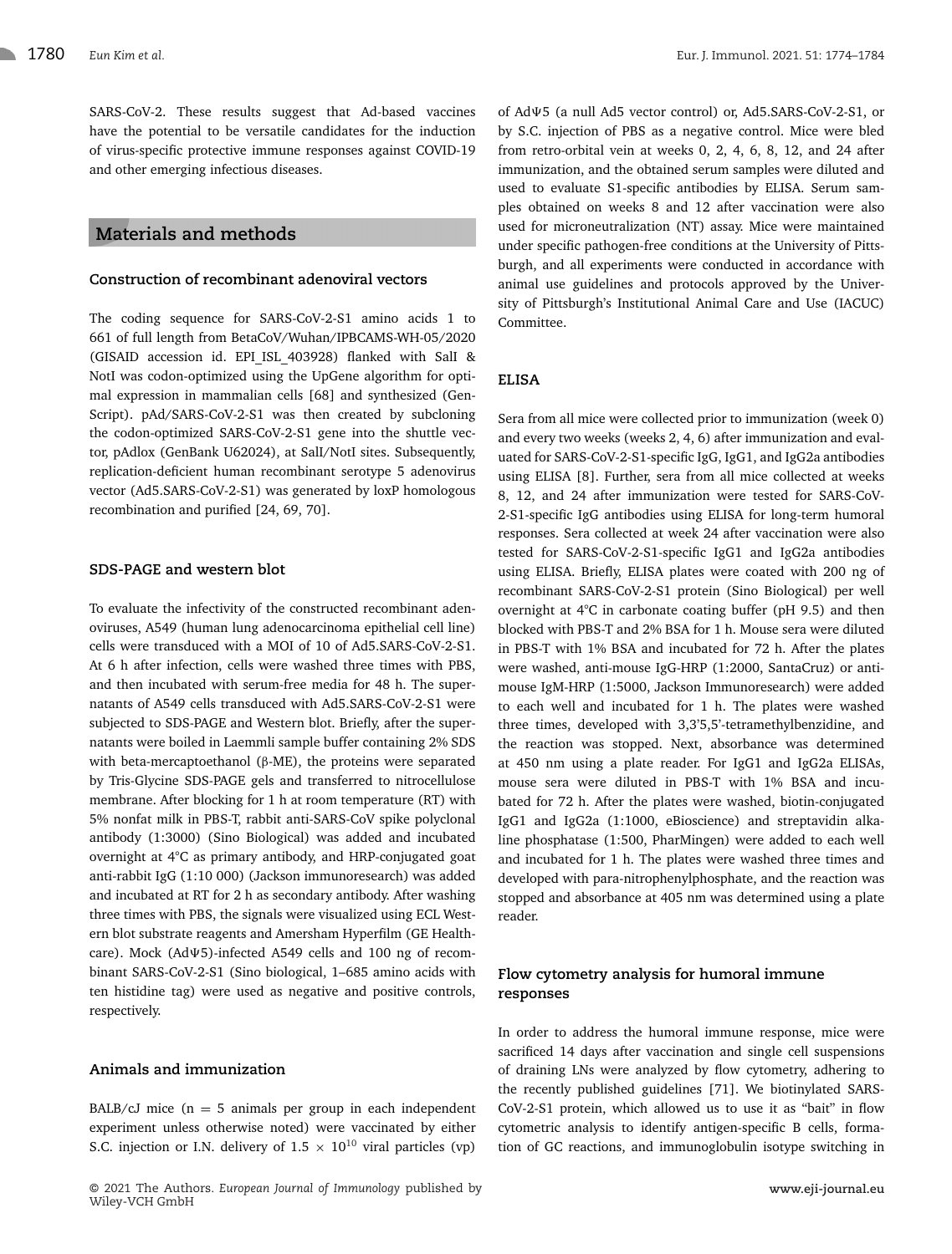SARS-CoV-2. These results suggest that Ad-based vaccines have the potential to be versatile candidates for the induction of virus-specific protective immune responses against COVID-19 and other emerging infectious diseases.

## Materials and methods

### Construction of recombinant adenoviral vectors

The coding sequence for SARS-CoV-2-S1 amino acids 1 to 661 of full length from BetaCoV/Wuhan/IPBCAMS-WH-05/2020 (GISAID accession id. EPI_ISL_403928) flanked with SalI & NotI was codon-optimized using the UpGene algorithm for optimal expression in mammalian cells [68] and synthesized (GenScript). pAd/SARS-CoV-2-S1 was then created by subcloning the codon-optimized SARS-CoV-2-S1 gene into the shuttle vector, pAdlox (GenBank U62024), at SalI/NotI sites. Subsequently, replication-deficient human recombinant serotype 5 adenovirus vector (Ad5.SARS-CoV-2-S1) was generated by loxP homologous recombination and purified [24, 69, 70].

### SDS-PAGE and western blot

To evaluate the infectivity of the constructed recombinant adenoviruses, A549 (human lung adenocarcinoma epithelial cell line) cells were transduced with a MOI of 10 of Ad5.SARS-CoV-2-S1. At 6 h after infection, cells were washed three times with PBS, and then incubated with serum-free media for 48 h. The supernatants of A549 cells transduced with Ad5.SARS-CoV-2-S1 were subjected to SDS-PAGE and Western blot. Briefly, after the supernatants were boiled in Laemmli sample buffer containing 2% SDS with beta-mercaptoethanol (β-ME), the proteins were separated by Tris-Glycine SDS-PAGE gels and transferred to nitrocellulose membrane. After blocking for 1 h at room temperature (RT) with 5% nonfat milk in PBS-T, rabbit anti-SARS-CoV spike polyclonal antibody (1:3000) (Sino Biological) was added and incubated overnight at 4°C as primary antibody, and HRP-conjugated goat anti-rabbit IgG (1:10 000) (Jackson immunoresearch) was added and incubated at RT for 2 h as secondary antibody. After washing three times with PBS, the signals were visualized using ECL Western blot substrate reagents and Amersham Hyperfilm (GE Healthcare). Mock (AdΨ5)-infected A549 cells and 100 ng of recombinant SARS-CoV-2-S1 (Sino biological, 1–685 amino acids with ten histidine tag) were used as negative and positive controls, respectively.

### Animals and immunization

BALB/cJ mice (n = 5 animals per group in each independent experiment unless otherwise noted) were vaccinated by either S.C. injection or I.N. delivery of $1.5 \times 10^{10}$ viral particles (vp) of AdΨ5 (a null Ad5 vector control) or, Ad5.SARS-CoV-2-S1, or by S.C. injection of PBS as a negative control. Mice were bled from retro-orbital vein at weeks 0, 2, 4, 6, 8, 12, and 24 after immunization, and the obtained serum samples were diluted and used to evaluate S1-specific antibodies by ELISA. Serum samples obtained on weeks 8 and 12 after vaccination were also used for microneutralization (NT) assay. Mice were maintained under specific pathogen-free conditions at the University of Pittsburgh, and all experiments were conducted in accordance with animal use guidelines and protocols approved by the University of Pittsburgh's Institutional Animal Care and Use (IACUC) Committee.

### ELISA

Sera from all mice were collected prior to immunization (week 0) and every two weeks (weeks 2, 4, 6) after immunization and evaluated for SARS-CoV-2-S1-specific IgG, IgG1, and IgG2a antibodies using ELISA [8]. Further, sera from all mice collected at weeks 8, 12, and 24 after immunization were tested for SARS-CoV-2-S1-specific IgG antibodies using ELISA for long-term humoral responses. Sera collected at week 24 after vaccination were also tested for SARS-CoV-2-S1-specific IgG1 and IgG2a antibodies using ELISA. Briefly, ELISA plates were coated with 200 ng of recombinant SARS-CoV-2-S1 protein (Sino Biological) per well overnight at 4°C in carbonate coating buffer (pH 9.5) and then blocked with PBS-T and 2% BSA for 1 h. Mouse sera were diluted in PBS-T with 1% BSA and incubated for 72 h. After the plates were washed, anti-mouse IgG-HRP (1:2000, SantaCruz) or anti-mouse IgM-HRP (1:5000, Jackson Immunoresearch) were added to each well and incubated for 1 h. The plates were washed three times, developed with 3,3'5,5'-tetramethylbenzidine, and the reaction was stopped. Next, absorbance was determined at 450 nm using a plate reader. For IgG1 and IgG2a ELISAs, mouse sera were diluted in PBS-T with 1% BSA and incubated for 72 h. After the plates were washed, biotin-conjugated IgG1 and IgG2a (1:1000, eBioscience) and streptavidin alkaline phosphatase (1:500, PharMingen) were added to each well and incubated for 1 h. The plates were washed three times and developed with para-nitrophenylphosphate, and the reaction was stopped and absorbance at 405 nm was determined using a plate reader.

### Flow cytometry analysis for humoral immune responses

In order to address the humoral immune response, mice were sacrificed 14 days after vaccination and single cell suspensions of draining LNs were analyzed by flow cytometry, adhering to the recently published guidelines [71]. We biotinylated SARS-CoV-2-S1 protein, which allowed us to use it as "bait" in flow cytometric analysis to identify antigen-specific B cells, formation of GC reactions, and immunoglobulin isotype switching in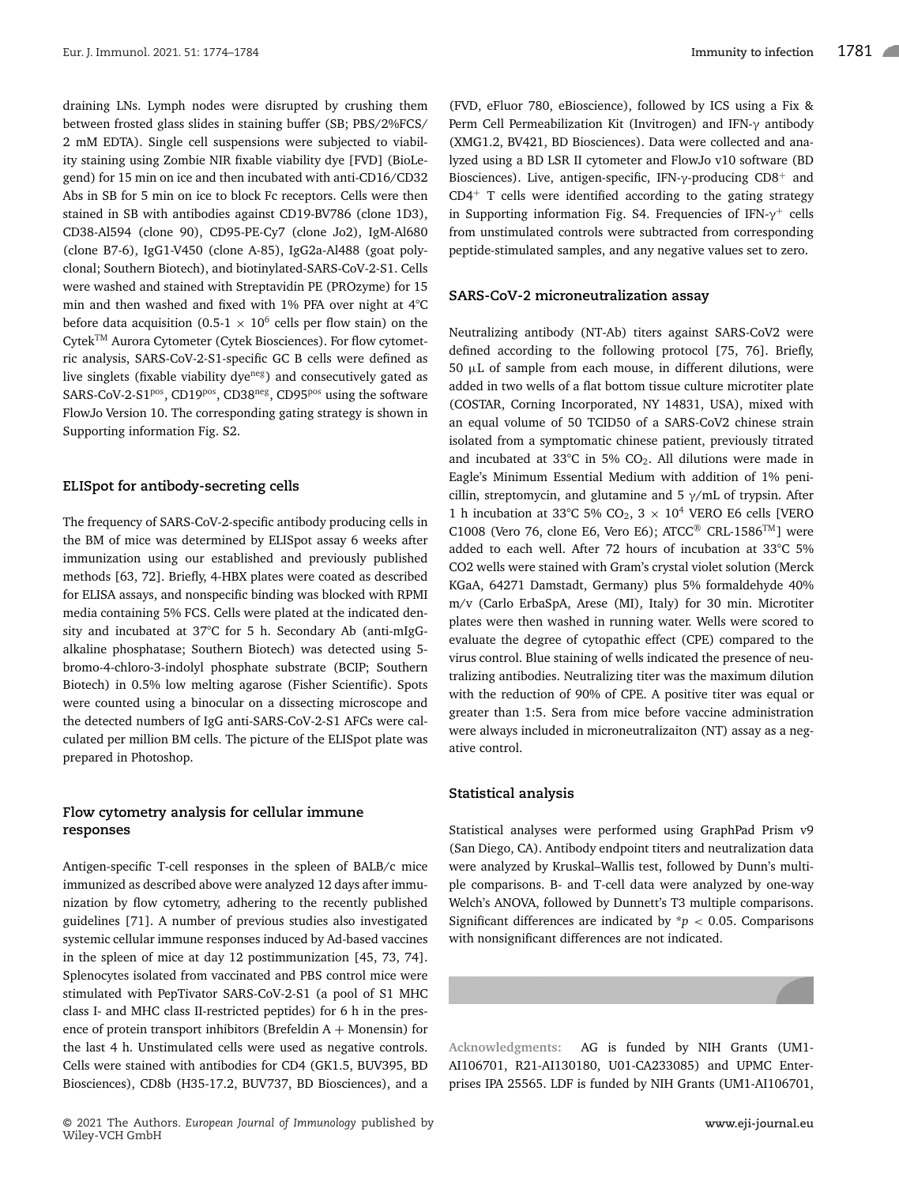draining LNs. Lymph nodes were disrupted by crushing them between frosted glass slides in staining buffer (SB; PBS/2%FCS/ 2 mM EDTA). Single cell suspensions were subjected to viability staining using Zombie NIR fixable viability dye [FVD] (BioLegend) for 15 min on ice and then incubated with anti-CD16/CD32 Abs in SB for 5 min on ice to block Fc receptors. Cells were then stained in SB with antibodies against CD19-BV786 (clone 1D3), CD38-Al594 (clone 90), CD95-PE-Cy7 (clone Jo2), IgM-Al680 (clone B7-6), IgG1-V450 (clone A-85), IgG2a-Al488 (goat polyclonal; Southern Biotech), and biotinylated-SARS-CoV-2-S1. Cells were washed and stained with Streptavidin PE (PROzyme) for 15 min and then washed and fixed with 1% PFA over night at 4°C before data acquisition (0.5-1 $\times$ $10^6$ cells per flow stain) on the Cytek™ Aurora Cytometer (Cytek Biosciences). For flow cytometric analysis, SARS-CoV-2-S1-specific GC B cells were defined as live singlets (fixable viability dye$^{neg}$) and consecutively gated as SARS-CoV-2-S1$^{pos}$, CD19$^{pos}$, CD38$^{neg}$, CD95$^{pos}$ using the software FlowJo Version 10. The corresponding gating strategy is shown in Supporting information Fig. S2.

### ELISpot for antibody-secreting cells

The frequency of SARS-CoV-2-specific antibody producing cells in the BM of mice was determined by ELISpot assay 6 weeks after immunization using our established and previously published methods [63, 72]. Briefly, 4-HBX plates were coated as described for ELISA assays, and nonspecific binding was blocked with RPMI media containing 5% FCS. Cells were plated at the indicated density and incubated at 37°C for 5 h. Secondary Ab (anti-mIgG-alkaline phosphatase; Southern Biotech) was detected using 5-bromo-4-chloro-3-indolyl phosphate substrate (BCIP; Southern Biotech) in 0.5% low melting agarose (Fisher Scientific). Spots were counted using a binocular on a dissecting microscope and the detected numbers of IgG anti-SARS-CoV-2-S1 AFCs were calculated per million BM cells. The picture of the ELISpot plate was prepared in Photoshop.

### Flow cytometry analysis for cellular immune responses

Antigen-specific T-cell responses in the spleen of BALB/c mice immunized as described above were analyzed 12 days after immunization by flow cytometry, adhering to the recently published guidelines [71]. A number of previous studies also investigated systemic cellular immune responses induced by Ad-based vaccines in the spleen of mice at day 12 postimmunization [45, 73, 74]. Splenocytes isolated from vaccinated and PBS control mice were stimulated with PepTivator SARS-CoV-2-S1 (a pool of S1 MHC class I- and MHC class II-restricted peptides) for 6 h in the presence of protein transport inhibitors (Brefeldin A + Monensin) for the last 4 h. Unstimulated cells were used as negative controls. Cells were stained with antibodies for CD4 (GK1.5, BUV395, BD Biosciences), CD8b (H35-17.2, BUV737, BD Biosciences), and a (FVD, eFluor 780, eBioscience), followed by ICS using a Fix & Perm Cell Permeabilization Kit (Invitrogen) and IFN-γ antibody (XMG1.2, BV421, BD Biosciences). Data were collected and analyzed using a BD LSR II cytometer and FlowJo v10 software (BD Biosciences). Live, antigen-specific, IFN-γ-producing CD8$^+$ and CD4$^+$ T cells were identified according to the gating strategy in Supporting information Fig. S4. Frequencies of IFN-γ$^+$ cells from unstimulated controls were subtracted from corresponding peptide-stimulated samples, and any negative values set to zero.

### SARS-CoV-2 microneutralization assay

Neutralizing antibody (NT-Ab) titers against SARS-CoV2 were defined according to the following protocol [75, 76]. Briefly, 50 μL of sample from each mouse, in different dilutions, were added in two wells of a flat bottom tissue culture microtiter plate (COSTAR, Corning Incorporated, NY 14831, USA), mixed with an equal volume of 50 TCID50 of a SARS-CoV2 chinese strain isolated from a symptomatic chinese patient, previously titrated and incubated at 33°C in 5% $CO_2$. All dilutions were made in Eagle's Minimum Essential Medium with addition of 1% penicillin, streptomycin, and glutamine and 5 γ/mL of trypsin. After 1 h incubation at 33°C 5% $CO_2$, 3 $\times$ $10^4$ VERO E6 cells [VERO C1008 (Vero 76, clone E6, Vero E6); ATCC® CRL-1586™] were added to each well. After 72 hours of incubation at 33°C 5% CO2 wells were stained with Gram's crystal violet solution (Merck KGaA, 64271 Damstadt, Germany) plus 5% formaldehyde 40% m/v (Carlo ErbaSpA, Arese (MI), Italy) for 30 min. Microtiter plates were then washed in running water. Wells were scored to evaluate the degree of cytopathic effect (CPE) compared to the virus control. Blue staining of wells indicated the presence of neutralizing antibodies. Neutralizing titer was the maximum dilution with the reduction of 90% of CPE. A positive titer was equal or greater than 1:5. Sera from mice before vaccine administration were always included in microneutralizaiton (NT) assay as a negative control.

### Statistical analysis

Statistical analyses were performed using GraphPad Prism v9 (San Diego, CA). Antibody endpoint titers and neutralization data were analyzed by Kruskal–Wallis test, followed by Dunn's multiple comparisons. B- and T-cell data were analyzed by one-way Welch's ANOVA, followed by Dunnett's T3 multiple comparisons. Significant differences are indicated by *$p$ < 0.05. Comparisons with nonsignificant differences are not indicated.

**Acknowledgments:** AG is funded by NIH Grants (UM1-AI106701, R21-AI130180, U01-CA233085) and UPMC Enterprises IPA 25565. LDF is funded by NIH Grants (UM1-AI106701,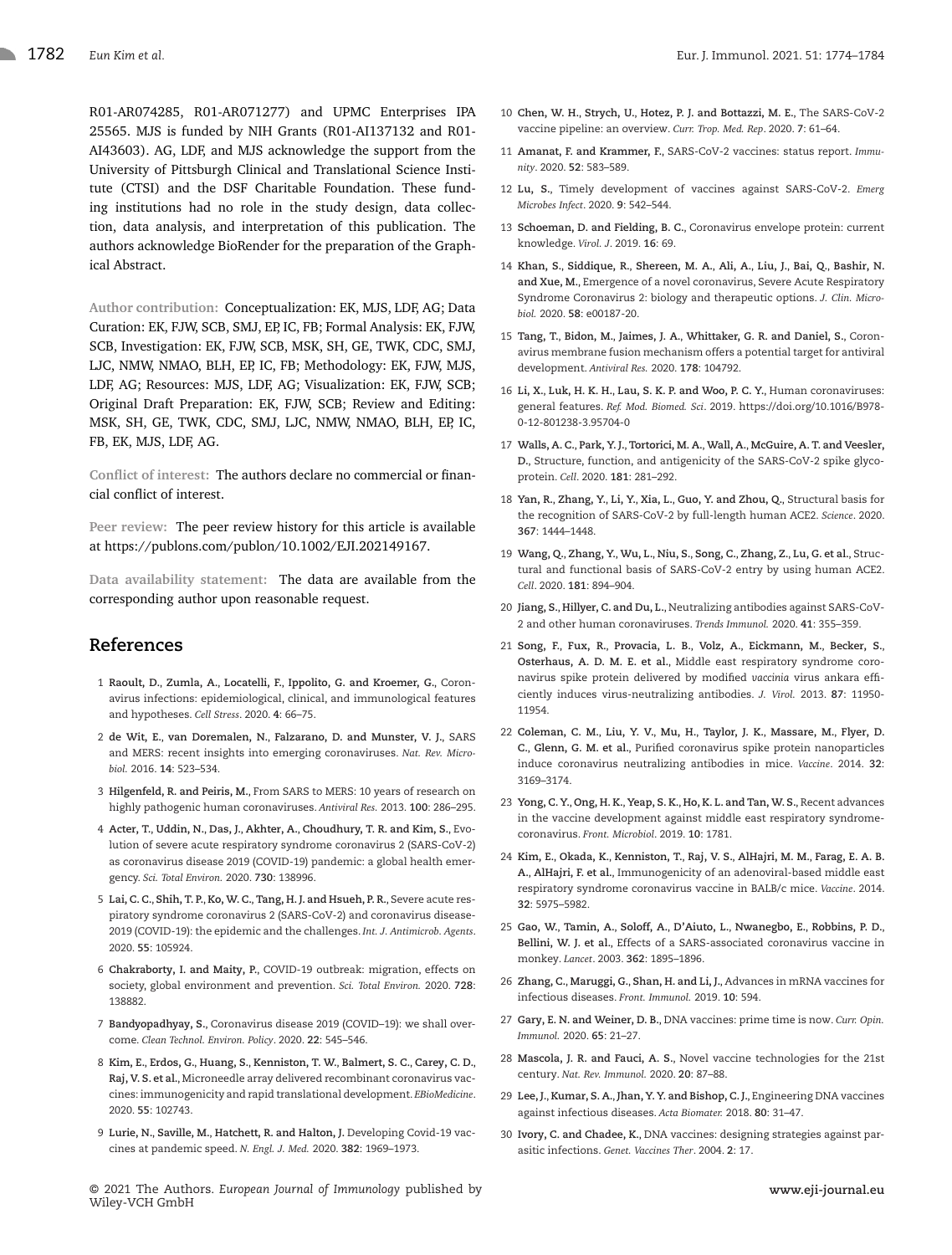R01-AR074285, R01-AR071277) and UPMC Enterprises IPA 25565. MJS is funded by NIH Grants (R01-AI137132 and R01-AI43603). AG, LDF, and MJS acknowledge the support from the University of Pittsburgh Clinical and Translational Science Institute (CTSI) and the DSF Charitable Foundation. These funding institutions had no role in the study design, data collection, data analysis, and interpretation of this publication. The authors acknowledge BioRender for the preparation of the Graphical Abstract.

**Author contribution:** Conceptualization: EK, MJS, LDF, AG; Data Curation: EK, FJW, SCB, SMJ, EP, IC, FB; Formal Analysis: EK, FJW, SCB, Investigation: EK, FJW, SCB, MSK, SH, GE, TWK, CDC, SMJ, LJC, NMW, NMAO, BLH, EP, IC, FB; Methodology: EK, FJW, MJS, LDF, AG; Resources: MJS, LDF, AG; Visualization: EK, FJW, SCB; Original Draft Preparation: EK, FJW, SCB; Review and Editing: MSK, SH, GE, TWK, CDC, SMJ, LJC, NMW, NMAO, BLH, EP, IC, FB, EK, MJS, LDF, AG.

**Conflict of interest:** The authors declare no commercial or financial conflict of interest.

**Peer review:** The peer review history for this article is available at https://publons.com/publon/10.1002/EJI.202149167.

**Data availability statement:** The data are available from the corresponding author upon reasonable request.

## References

1 **Raoult, D., Zumla, A., Locatelli, F., Ippolito, G. and Kroemer, G.**, Coronavirus infections: epidemiological, clinical, and immunological features and hypotheses. *Cell Stress*. 2020. **4**: 66–75.

2 **de Wit, E., van Doremalen, N., Falzarano, D. and Munster, V. J.**, SARS and MERS: recent insights into emerging coronaviruses. *Nat. Rev. Microbiol.* 2016. **14**: 523–534.

3 **Hilgenfeld, R. and Peiris, M.**, From SARS to MERS: 10 years of research on highly pathogenic human coronaviruses. *Antiviral Res.* 2013. **100**: 286–295.

4 **Acter, T., Uddin, N., Das, J., Akhter, A., Choudhury, T. R. and Kim, S.**, Evolution of severe acute respiratory syndrome coronavirus 2 (SARS-CoV-2) as coronavirus disease 2019 (COVID-19) pandemic: a global health emergency. *Sci. Total Environ.* 2020. **730**: 138996.

5 **Lai, C. C., Shih, T. P., Ko, W. C., Tang, H. J. and Hsueh, P. R.**, Severe acute respiratory syndrome coronavirus 2 (SARS-CoV-2) and coronavirus disease-2019 (COVID-19): the epidemic and the challenges. *Int. J. Antimicrob. Agents*. 2020. **55**: 105924.

6 **Chakraborty, I. and Maity, P.**, COVID-19 outbreak: migration, effects on society, global environment and prevention. *Sci. Total Environ.* 2020. **728**: 138882.

7 **Bandyopadhyay, S.**, Coronavirus disease 2019 (COVID–19): we shall overcome. *Clean Technol. Environ. Policy*. 2020. **22**: 545–546.

8 **Kim, E., Erdos, G., Huang, S., Kenniston, T. W., Balmert, S. C., Carey, C. D., Raj, V. S. et al.**, Microneedle array delivered recombinant coronavirus vaccines: immunogenicity and rapid translational development. *EBioMedicine*. 2020. **55**: 102743.

9 **Lurie, N., Saville, M., Hatchett, R. and Halton, J.** Developing Covid-19 vaccines at pandemic speed. *N. Engl. J. Med.* 2020. **382**: 1969–1973.

10 **Chen, W. H., Strych, U., Hotez, P. J. and Bottazzi, M. E.**, The SARS-CoV-2 vaccine pipeline: an overview. *Curr. Trop. Med. Rep*. 2020. **7**: 61–64.

11 **Amanat, F. and Krammer, F.**, SARS-CoV-2 vaccines: status report. *Immunity*. 2020. **52**: 583–589.

12 **Lu, S.**, Timely development of vaccines against SARS-CoV-2. *Emerg Microbes Infect*. 2020. **9**: 542–544.

13 **Schoeman, D. and Fielding, B. C.**, Coronavirus envelope protein: current knowledge. *Virol. J*. 2019. **16**: 69.

14 **Khan, S., Siddique, R., Shereen, M. A., Ali, A., Liu, J., Bai, Q., Bashir, N. and Xue, M.**, Emergence of a novel coronavirus, Severe Acute Respiratory Syndrome Coronavirus 2: biology and therapeutic options. *J. Clin. Microbiol.* 2020. **58**: e00187-20.

15 **Tang, T., Bidon, M., Jaimes, J. A., Whittaker, G. R. and Daniel, S.**, Coronavirus membrane fusion mechanism offers a potential target for antiviral development. *Antiviral Res.* 2020. **178**: 104792.

16 **Li, X., Luk, H. K. H., Lau, S. K. P. and Woo, P. C. Y.**, Human coronaviruses: general features. *Ref. Mod. Biomed. Sci*. 2019. https://doi.org/10.1016/B978-0-12-801238-3.95704-0

17 **Walls, A. C., Park, Y. J., Tortorici, M. A., Wall, A., McGuire, A. T. and Veesler, D.**, Structure, function, and antigenicity of the SARS-CoV-2 spike glycoprotein. *Cell*. 2020. **181**: 281–292.

18 **Yan, R., Zhang, Y., Li, Y., Xia, L., Guo, Y. and Zhou, Q.**, Structural basis for the recognition of SARS-CoV-2 by full-length human ACE2. *Science*. 2020. **367**: 1444–1448.

19 **Wang, Q., Zhang, Y., Wu, L., Niu, S., Song, C., Zhang, Z., Lu, G. et al.**, Structural and functional basis of SARS-CoV-2 entry by using human ACE2. *Cell*. 2020. **181**: 894–904.

20 **Jiang, S., Hillyer, C. and Du, L.**, Neutralizing antibodies against SARS-CoV-2 and other human coronaviruses. *Trends Immunol.* 2020. **41**: 355–359.

21 **Song, F., Fux, R., Provacia, L. B., Volz, A., Eickmann, M., Becker, S., Osterhaus, A. D. M. E. et al.**, Middle east respiratory syndrome coronavirus spike protein delivered by modified *vaccinia* virus ankara efficiently induces virus-neutralizing antibodies. *J. Virol.* 2013. **87**: 11950-11954.

22 **Coleman, C. M., Liu, Y. V., Mu, H., Taylor, J. K., Massare, M., Flyer, D. C., Glenn, G. M. et al.**, Purified coronavirus spike protein nanoparticles induce coronavirus neutralizing antibodies in mice. *Vaccine*. 2014. **32**: 3169–3174.

23 **Yong, C. Y., Ong, H. K., Yeap, S. K., Ho, K. L. and Tan, W. S.**, Recent advances in the vaccine development against middle east respiratory syndrome-coronavirus. *Front. Microbiol*. 2019. **10**: 1781.

24 **Kim, E., Okada, K., Kenniston, T., Raj, V. S., AlHajri, M. M., Farag, E. A. B. A., AlHajri, F. et al.**, Immunogenicity of an adenoviral-based middle east respiratory syndrome coronavirus vaccine in BALB/c mice. *Vaccine*. 2014. **32**: 5975–5982.

25 **Gao, W., Tamin, A., Soloff, A., D'Aiuto, L., Nwanegbo, E., Robbins, P. D., Bellini, W. J. et al.**, Effects of a SARS-associated coronavirus vaccine in monkey. *Lancet*. 2003. **362**: 1895–1896.

26 **Zhang, C., Maruggi, G., Shan, H. and Li, J.**, Advances in mRNA vaccines for infectious diseases. *Front. Immunol.* 2019. **10**: 594.

27 **Gary, E. N. and Weiner, D. B.**, DNA vaccines: prime time is now. *Curr. Opin. Immunol.* 2020. **65**: 21–27.

28 **Mascola, J. R. and Fauci, A. S.**, Novel vaccine technologies for the 21st century. *Nat. Rev. Immunol.* 2020. **20**: 87–88.

29 **Lee, J., Kumar, S. A., Jhan, Y. Y. and Bishop, C. J.**, Engineering DNA vaccines against infectious diseases. *Acta Biomater.* 2018. **80**: 31–47.

30 **Ivory, C. and Chadee, K.**, DNA vaccines: designing strategies against parasitic infections. *Genet. Vaccines Ther*. 2004. **2**: 17.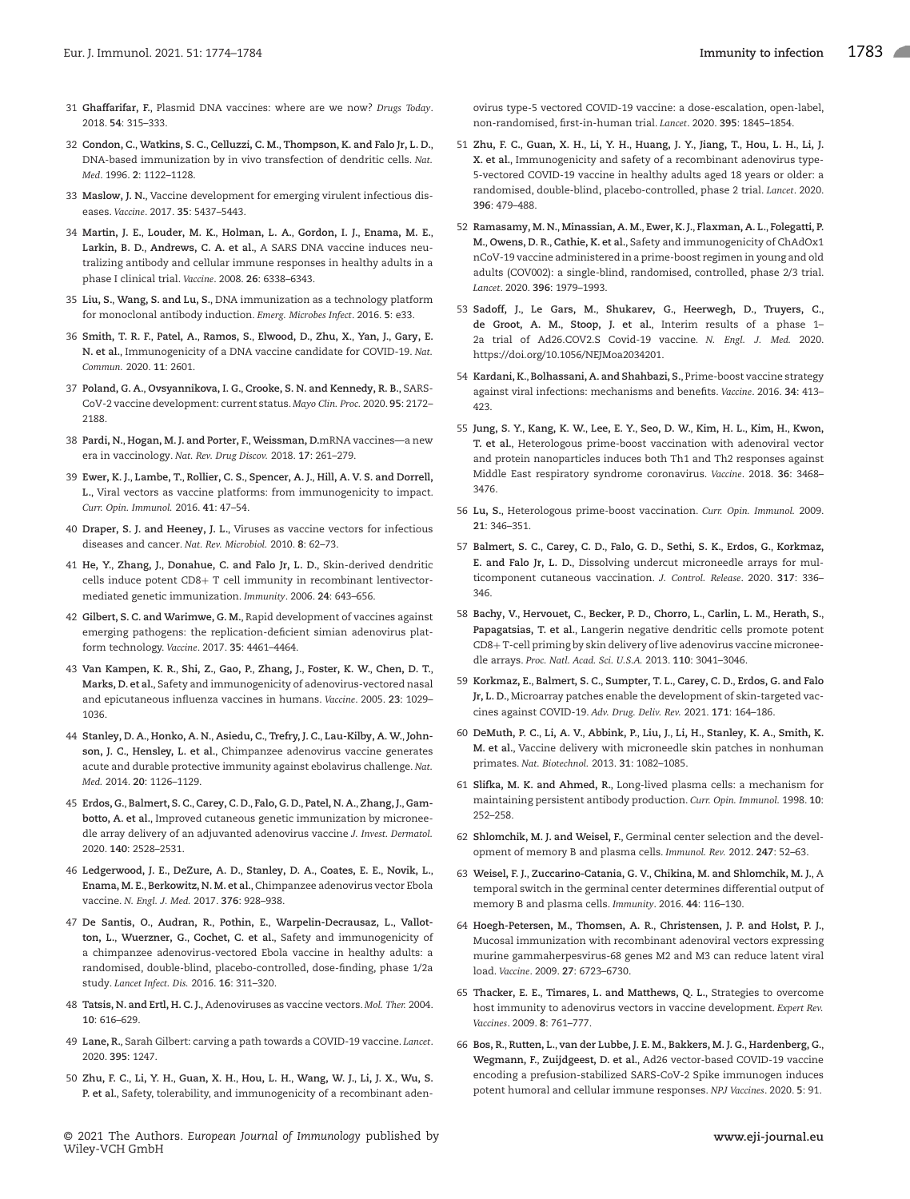31 **Ghaffarifar, F.**, Plasmid DNA vaccines: where are we now? *Drugs Today*. 2018. **54**: 315–333.

32 **Condon, C., Watkins, S. C., Celluzzi, C. M., Thompson, K. and Falo Jr, L. D.**, DNA-based immunization by in vivo transfection of dendritic cells. *Nat. Med*. 1996. **2**: 1122–1128.

33 **Maslow, J. N.**, Vaccine development for emerging virulent infectious diseases. *Vaccine*. 2017. **35**: 5437–5443.

34 **Martin, J. E., Louder, M. K., Holman, L. A., Gordon, I. J., Enama, M. E., Larkin, B. D., Andrews, C. A. et al.**, A SARS DNA vaccine induces neutralizing antibody and cellular immune responses in healthy adults in a phase I clinical trial. *Vaccine*. 2008. **26**: 6338–6343.

35 **Liu, S., Wang, S. and Lu, S.**, DNA immunization as a technology platform for monoclonal antibody induction. *Emerg. Microbes Infect*. 2016. **5**: e33.

36 **Smith, T. R. F., Patel, A., Ramos, S., Elwood, D., Zhu, X., Yan, J., Gary, E. N. et al.**, Immunogenicity of a DNA vaccine candidate for COVID-19. *Nat. Commun.* 2020. **11**: 2601.

37 **Poland, G. A., Ovsyannikova, I. G., Crooke, S. N. and Kennedy, R. B.**, SARS-CoV-2 vaccine development: current status. *Mayo Clin. Proc*. 2020. **95**: 2172–2188.

38 **Pardi, N., Hogan, M. J. and Porter, F., Weissman, D.**mRNA vaccines—a new era in vaccinology. *Nat. Rev. Drug Discov.* 2018. **17**: 261–279.

39 **Ewer, K. J., Lambe, T., Rollier, C. S., Spencer, A. J., Hill, A. V. S. and Dorrell, L.**, Viral vectors as vaccine platforms: from immunogenicity to impact. *Curr. Opin. Immunol.* 2016. **41**: 47–54.

40 **Draper, S. J. and Heeney, J. L.**, Viruses as vaccine vectors for infectious diseases and cancer. *Nat. Rev. Microbiol.* 2010. **8**: 62–73.

41 **He, Y., Zhang, J., Donahue, C. and Falo Jr, L. D.**, Skin-derived dendritic cells induce potent CD8+ T cell immunity in recombinant lentivector-mediated genetic immunization. *Immunity*. 2006. **24**: 643–656.

42 **Gilbert, S. C. and Warimwe, G. M.**, Rapid development of vaccines against emerging pathogens: the replication-deficient simian adenovirus platform technology. *Vaccine*. 2017. **35**: 4461–4464.

43 **Van Kampen, K. R., Shi, Z., Gao, P., Zhang, J., Foster, K. W., Chen, D. T., Marks, D. et al.**, Safety and immunogenicity of adenovirus-vectored nasal and epicutaneous influenza vaccines in humans. *Vaccine*. 2005. **23**: 1029–1036.

44 **Stanley, D. A., Honko, A. N., Asiedu, C., Trefry, J. C., Lau-Kilby, A. W., Johnson, J. C., Hensley, L. et al.**, Chimpanzee adenovirus vaccine generates acute and durable protective immunity against ebolavirus challenge. *Nat. Med.* 2014. **20**: 1126–1129.

45 **Erdos, G., Balmert, S. C., Carey, C. D., Falo, G. D., Patel, N. A., Zhang, J., Gambotto, A. et al.**, Improved cutaneous genetic immunization by microneedle array delivery of an adjuvanted adenovirus vaccine *J. Invest. Dermatol.* 2020. **140**: 2528–2531.

46 **Ledgerwood, J. E., DeZure, A. D., Stanley, D. A., Coates, E. E., Novik, L., Enama, M. E., Berkowitz, N. M. et al.**, Chimpanzee adenovirus vector Ebola vaccine. *N. Engl. J. Med.* 2017. **376**: 928–938.

47 **De Santis, O., Audran, R., Pothin, E., Warpelin-Decrausaz, L., Vallotton, L., Wuerzner, G., Cochet, C. et al.**, Safety and immunogenicity of a chimpanzee adenovirus-vectored Ebola vaccine in healthy adults: a randomised, double-blind, placebo-controlled, dose-finding, phase 1/2a study. *Lancet Infect. Dis.* 2016. **16**: 311–320.

48 **Tatsis, N. and Ertl, H. C. J.**, Adenoviruses as vaccine vectors. *Mol. Ther.* 2004. **10**: 616–629.

49 **Lane, R.**, Sarah Gilbert: carving a path towards a COVID-19 vaccine. *Lancet*. 2020. **395**: 1247.

50 **Zhu, F. C., Li, Y. H., Guan, X. H., Hou, L. H., Wang, W. J., Li, J. X., Wu, S. P. et al.**, Safety, tolerability, and immunogenicity of a recombinant adenovirus type-5 vectored COVID-19 vaccine: a dose-escalation, open-label, non-randomised, first-in-human trial. *Lancet*. 2020. **395**: 1845–1854.

51 **Zhu, F. C., Guan, X. H., Li, Y. H., Huang, J. Y., Jiang, T., Hou, L. H., Li, J. X. et al.**, Immunogenicity and safety of a recombinant adenovirus type-5-vectored COVID-19 vaccine in healthy adults aged 18 years or older: a randomised, double-blind, placebo-controlled, phase 2 trial. *Lancet*. 2020. **396**: 479–488.

52 **Ramasamy, M. N., Minassian, A. M., Ewer, K. J., Flaxman, A. L., Folegatti, P. M., Owens, D. R., Cathie, K. et al.**, Safety and immunogenicity of ChAdOx1 nCoV-19 vaccine administered in a prime-boost regimen in young and old adults (COV002): a single-blind, randomised, controlled, phase 2/3 trial. *Lancet*. 2020. **396**: 1979–1993.

53 **Sadoff, J., Le Gars, M., Shukarev, G., Heerwegh, D., Truyers, C., de Groot, A. M., Stoop, J. et al.**, Interim results of a phase 1–2a trial of Ad26.COV2.S Covid-19 vaccine. *N. Engl. J. Med.* 2020. https://doi.org/10.1056/NEJMoa2034201.

54 **Kardani, K., Bolhassani, A. and Shahbazi, S.**, Prime-boost vaccine strategy against viral infections: mechanisms and benefits. *Vaccine*. 2016. **34**: 413–423.

55 **Jung, S. Y., Kang, K. W., Lee, E. Y., Seo, D. W., Kim, H. L., Kim, H., Kwon, T. et al.**, Heterologous prime-boost vaccination with adenoviral vector and protein nanoparticles induces both Th1 and Th2 responses against Middle East respiratory syndrome coronavirus. *Vaccine*. 2018. **36**: 3468–3476.

56 **Lu, S.**, Heterologous prime-boost vaccination. *Curr. Opin. Immunol.* 2009. **21**: 346–351.

57 **Balmert, S. C., Carey, C. D., Falo, G. D., Sethi, S. K., Erdos, G., Korkmaz, E. and Falo Jr, L. D.**, Dissolving undercut microneedle arrays for multicomponent cutaneous vaccination. *J. Control. Release*. 2020. **317**: 336–346.

58 **Bachy, V., Hervouet, C., Becker, P. D., Chorro, L., Carlin, L. M., Herath, S., Papagatsias, T. et al.**, Langerin negative dendritic cells promote potent CD8+ T-cell priming by skin delivery of live adenovirus vaccine microneedle arrays. *Proc. Natl. Acad. Sci. U.S.A.* 2013. **110**: 3041–3046.

59 **Korkmaz, E., Balmert, S. C., Sumpter, T. L., Carey, C. D., Erdos, G. and Falo Jr, L. D.**, Microarray patches enable the development of skin-targeted vaccines against COVID-19. *Adv. Drug. Deliv. Rev.* 2021. **171**: 164–186.

60 **DeMuth, P. C., Li, A. V., Abbink, P., Liu, J., Li, H., Stanley, K. A., Smith, K. M. et al.**, Vaccine delivery with microneedle skin patches in nonhuman primates. *Nat. Biotechnol.* 2013. **31**: 1082–1085.

61 **Slifka, M. K. and Ahmed, R.**, Long-lived plasma cells: a mechanism for maintaining persistent antibody production. *Curr. Opin. Immunol.* 1998. **10**: 252–258.

62 **Shlomchik, M. J. and Weisel, F.**, Germinal center selection and the development of memory B and plasma cells. *Immunol. Rev.* 2012. **247**: 52–63.

63 **Weisel, F. J., Zuccarino-Catania, G. V., Chikina, M. and Shlomchik, M. J.**, A temporal switch in the germinal center determines differential output of memory B and plasma cells. *Immunity*. 2016. **44**: 116–130.

64 **Hoegh-Petersen, M., Thomsen, A. R., Christensen, J. P. and Holst, P. J.**, Mucosal immunization with recombinant adenoviral vectors expressing murine gammaherpesvirus-68 genes M2 and M3 can reduce latent viral load. *Vaccine*. 2009. **27**: 6723–6730.

65 **Thacker, E. E., Timares, L. and Matthews, Q. L.**, Strategies to overcome host immunity to adenovirus vectors in vaccine development. *Expert Rev. Vaccines*. 2009. **8**: 761–777.

66 **Bos, R., Rutten, L., van der Lubbe, J. E. M., Bakkers, M. J. G., Hardenberg, G., Wegmann, F., Zuijdgeest, D. et al.**, Ad26 vector-based COVID-19 vaccine encoding a prefusion-stabilized SARS-CoV-2 Spike immunogen induces potent humoral and cellular immune responses. *NPJ Vaccines*. 2020. **5**: 91.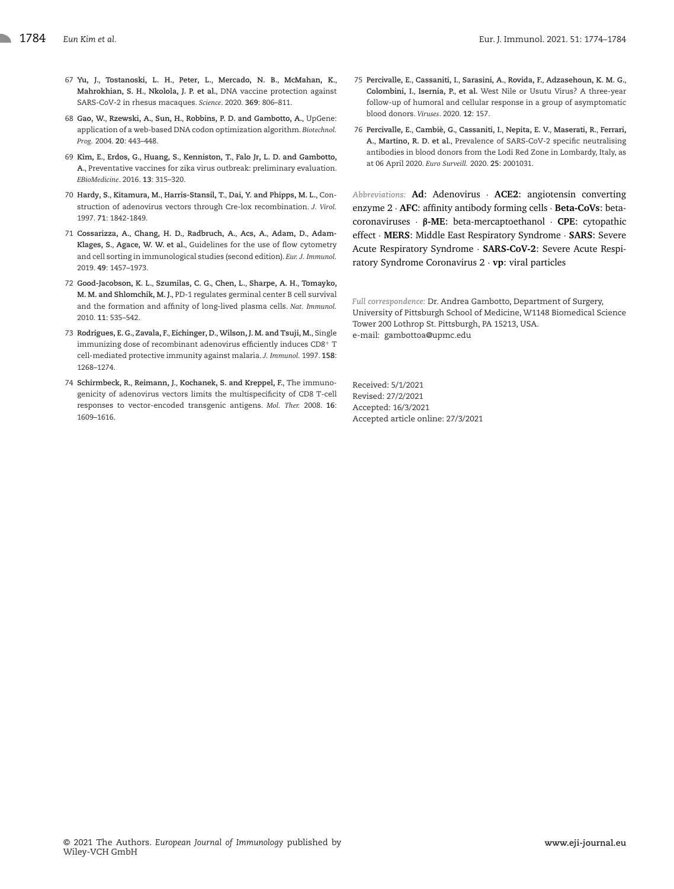67 **Yu, J., Tostanoski, L. H., Peter, L., Mercado, N. B., McMahan, K., Mahrokhian, S. H., Nkolola, J. P. et al.**, DNA vaccine protection against SARS-CoV-2 in rhesus macaques. *Science*. 2020. **369**: 806–811.

68 **Gao, W., Rzewski, A., Sun, H., Robbins, P. D. and Gambotto, A.**, UpGene: application of a web-based DNA codon optimization algorithm. *Biotechnol. Prog.* 2004. **20**: 443–448.

69 **Kim, E., Erdos, G., Huang, S., Kenniston, T., Falo Jr, L. D. and Gambotto, A.**, Preventative vaccines for zika virus outbreak: preliminary evaluation. *EBioMedicine*. 2016. **13**: 315–320.

70 **Hardy, S., Kitamura, M., Harris-Stansil, T., Dai, Y. and Phipps, M. L.**, Construction of adenovirus vectors through Cre-lox recombination. *J. Virol.* 1997. **71**: 1842-1849.

71 **Cossarizza, A., Chang, H. D., Radbruch, A., Acs, A., Adam, D., Adam-Klages, S., Agace, W. W. et al.**, Guidelines for the use of flow cytometry and cell sorting in immunological studies (second edition). *Eur. J. Immunol.* 2019. **49**: 1457–1973.

72 **Good-Jacobson, K. L., Szumilas, C. G., Chen, L., Sharpe, A. H., Tomayko, M. M. and Shlomchik, M. J.**, PD-1 regulates germinal center B cell survival and the formation and affinity of long-lived plasma cells. *Nat. Immunol.* 2010. **11**: 535–542.

73 **Rodrigues, E. G., Zavala, F., Eichinger, D., Wilson, J. M. and Tsuji, M.**, Single immunizing dose of recombinant adenovirus efficiently induces CD8$^+$ T cell-mediated protective immunity against malaria. *J. Immunol.* 1997. **158**: 1268–1274.

74 **Schirmbeck, R., Reimann, J., Kochanek, S. and Kreppel, F.**, The immunogenicity of adenovirus vectors limits the multispecificity of CD8 T-cell responses to vector-encoded transgenic antigens. *Mol. Ther.* 2008. **16**: 1609–1616.

75 **Percivalle, E., Cassaniti, I., Sarasini, A., Rovida, F., Adzasehoun, K. M. G., Colombini, I., Isernia, P., et al.** West Nile or Usutu Virus? A three-year follow-up of humoral and cellular response in a group of asymptomatic blood donors. *Viruses*. 2020. **12**: 157.

76 **Percivalle, E., Cambiè, G., Cassaniti, I., Nepita, E. V., Maserati, R., Ferrari, A., Martino, R. D. et al.**, Prevalence of SARS-CoV-2 specific neutralising antibodies in blood donors from the Lodi Red Zone in Lombardy, Italy, as at 06 April 2020. *Euro Surveill.* 2020. **25**: 2001031.

*Abbreviations:* **Ad**: Adenovirus · **ACE2**: angiotensin converting enzyme 2 · **AFC**: affinity antibody forming cells · **Beta-CoVs**: betacoronaviruses · **β-ME**: beta-mercaptoethanol · **CPE**: cytopathic effect · **MERS**: Middle East Respiratory Syndrome · **SARS**: Severe Acute Respiratory Syndrome · **SARS-CoV-2**: Severe Acute Respiratory Syndrome Coronavirus 2 · **vp**: viral particles

*Full correspondence:* Dr. Andrea Gambotto, Department of Surgery, University of Pittsburgh School of Medicine, W1148 Biomedical Science Tower 200 Lothrop St. Pittsburgh, PA 15213, USA.
e-mail: gambottoa@upmc.edu

Received: 5/1/2021
Revised: 27/2/2021
Accepted: 16/3/2021
Accepted article online: 27/3/2021

© 2021 The Authors. *European Journal of Immunology* published by Wiley-VCH GmbH